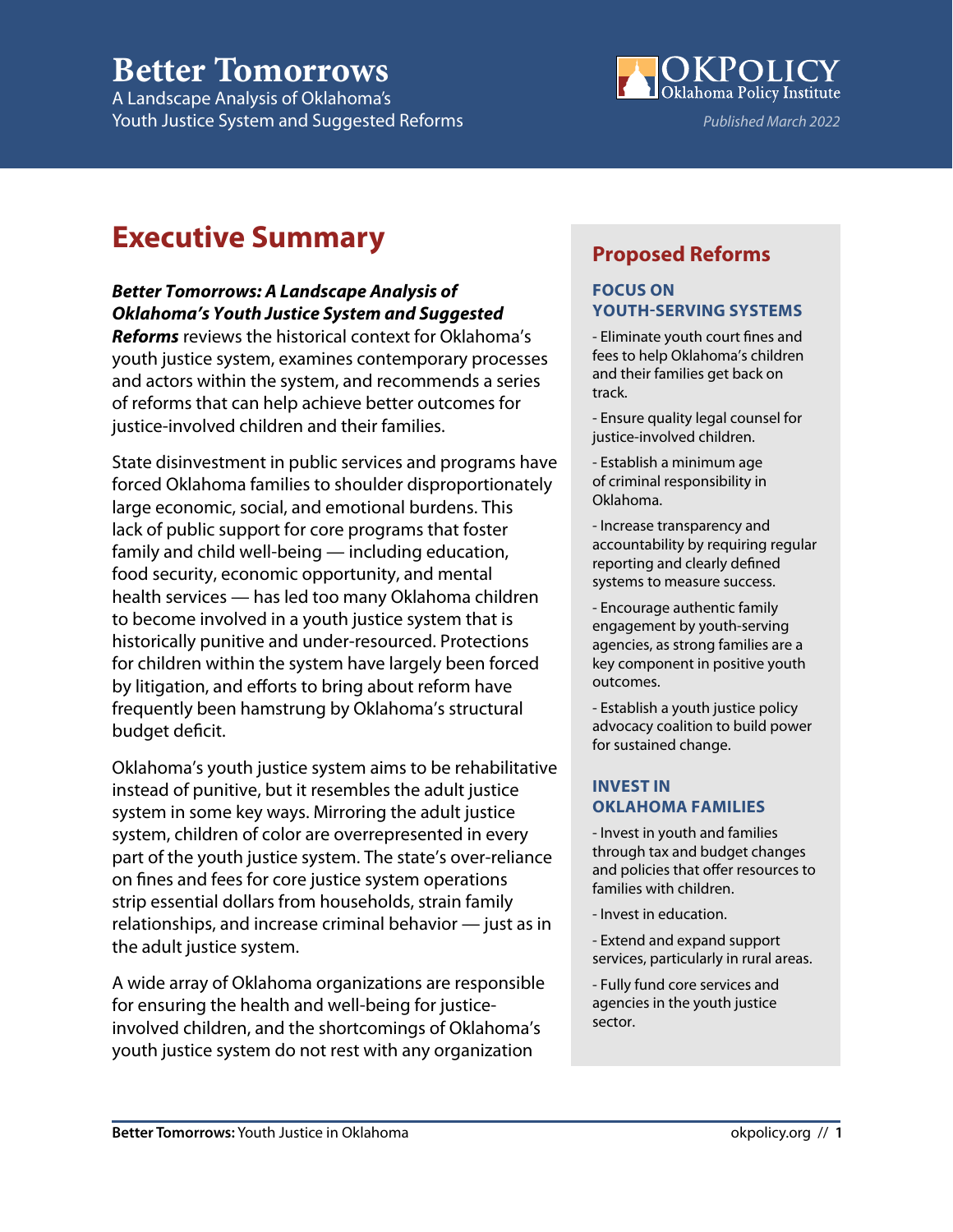# Better Tomorrows

A Landscape Analysis of Oklahoma's Youth Justice System and Suggested Reforms

OKPOLICY
Oklahoma Policy Institute

*Published March 2022*

## Executive Summary

***Better Tomorrows: A Landscape Analysis of Oklahoma's Youth Justice System and Suggested Reforms*** reviews the historical context for Oklahoma's youth justice system, examines contemporary processes and actors within the system, and recommends a series of reforms that can help achieve better outcomes for justice-involved children and their families.

State disinvestment in public services and programs have forced Oklahoma families to shoulder disproportionately large economic, social, and emotional burdens. This lack of public support for core programs that foster family and child well-being — including education, food security, economic opportunity, and mental health services — has led too many Oklahoma children to become involved in a youth justice system that is historically punitive and under-resourced. Protections for children within the system have largely been forced by litigation, and efforts to bring about reform have frequently been hamstrung by Oklahoma's structural budget deficit.

Oklahoma's youth justice system aims to be rehabilitative instead of punitive, but it resembles the adult justice system in some key ways. Mirroring the adult justice system, children of color are overrepresented in every part of the youth justice system. The state's over-reliance on fines and fees for core justice system operations strip essential dollars from households, strain family relationships, and increase criminal behavior — just as in the adult justice system.

A wide array of Oklahoma organizations are responsible for ensuring the health and well-being for justice-involved children, and the shortcomings of Oklahoma's youth justice system do not rest with any organization

## Proposed Reforms

### FOCUS ON YOUTH-SERVING SYSTEMS

- Eliminate youth court fines and fees to help Oklahoma's children and their families get back on track.
- Ensure quality legal counsel for justice-involved children.
- Establish a minimum age of criminal responsibility in Oklahoma.
- Increase transparency and accountability by requiring regular reporting and clearly defined systems to measure success.
- Encourage authentic family engagement by youth-serving agencies, as strong families are a key component in positive youth outcomes.
- Establish a youth justice policy advocacy coalition to build power for sustained change.

### INVEST IN OKLAHOMA FAMILIES

- Invest in youth and families through tax and budget changes and policies that offer resources to families with children.
- Invest in education.
- Extend and expand support services, particularly in rural areas.
- Fully fund core services and agencies in the youth justice sector.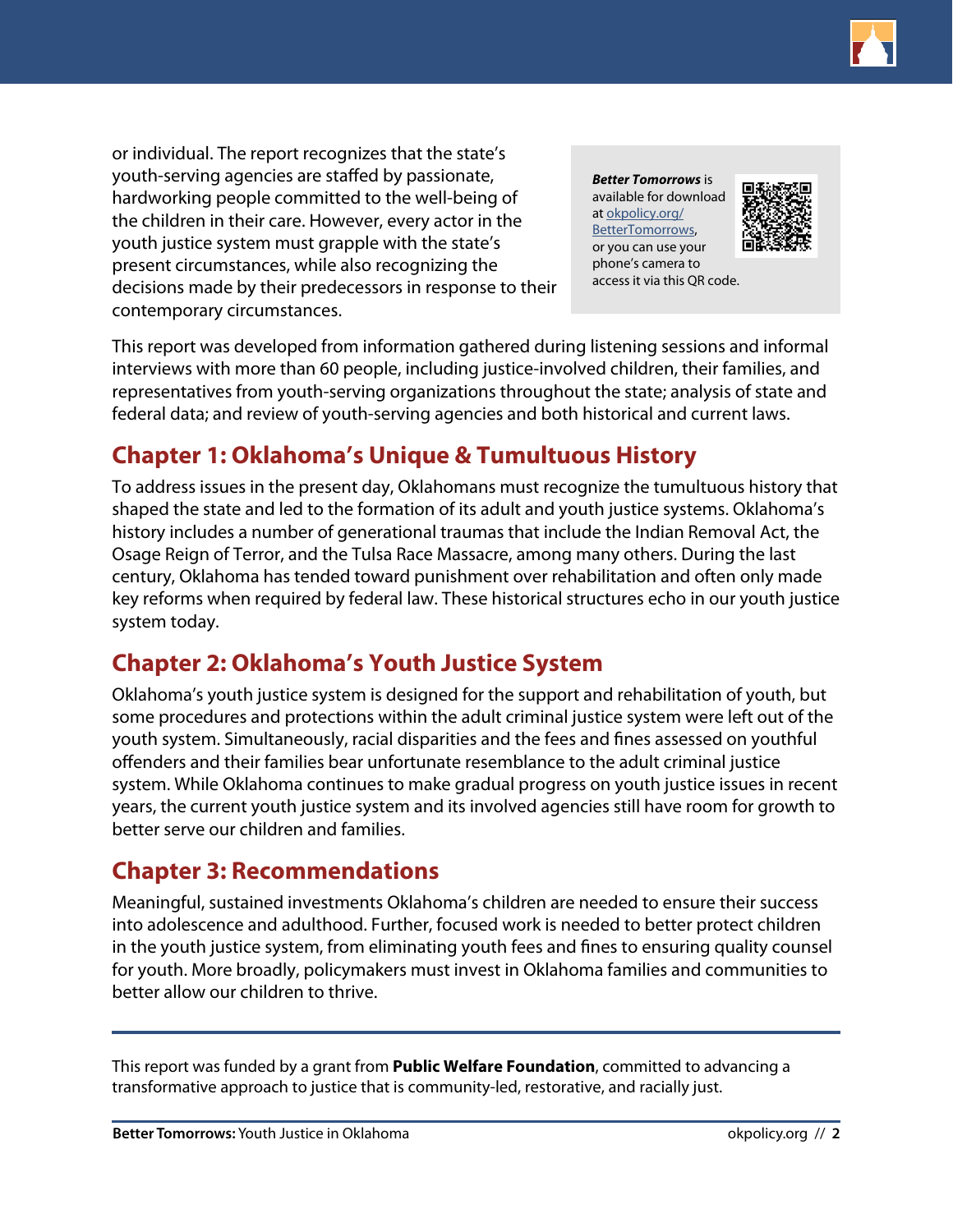or individual. The report recognizes that the state's youth-serving agencies are staffed by passionate, hardworking people committed to the well-being of the children in their care. However, every actor in the youth justice system must grapple with the state's present circumstances, while also recognizing the decisions made by their predecessors in response to their contemporary circumstances.

***Better Tomorrows*** is available for download at [okpolicy.org/BetterTomorrows](okpolicy.org/BetterTomorrows), or you can use your phone's camera to access it via this QR code.

This report was developed from information gathered during listening sessions and informal interviews with more than 60 people, including justice-involved children, their families, and representatives from youth-serving organizations throughout the state; analysis of state and federal data; and review of youth-serving agencies and both historical and current laws.

## Chapter 1: Oklahoma's Unique & Tumultuous History

To address issues in the present day, Oklahomans must recognize the tumultuous history that shaped the state and led to the formation of its adult and youth justice systems. Oklahoma's history includes a number of generational traumas that include the Indian Removal Act, the Osage Reign of Terror, and the Tulsa Race Massacre, among many others. During the last century, Oklahoma has tended toward punishment over rehabilitation and often only made key reforms when required by federal law. These historical structures echo in our youth justice system today.

## Chapter 2: Oklahoma's Youth Justice System

Oklahoma's youth justice system is designed for the support and rehabilitation of youth, but some procedures and protections within the adult criminal justice system were left out of the youth system. Simultaneously, racial disparities and the fees and fines assessed on youthful offenders and their families bear unfortunate resemblance to the adult criminal justice system. While Oklahoma continues to make gradual progress on youth justice issues in recent years, the current youth justice system and its involved agencies still have room for growth to better serve our children and families.

## Chapter 3: Recommendations

Meaningful, sustained investments Oklahoma's children are needed to ensure their success into adolescence and adulthood. Further, focused work is needed to better protect children in the youth justice system, from eliminating youth fees and fines to ensuring quality counsel for youth. More broadly, policymakers must invest in Oklahoma families and communities to better allow our children to thrive.

---

This report was funded by a grant from **Public Welfare Foundation**, committed to advancing a transformative approach to justice that is community-led, restorative, and racially just.